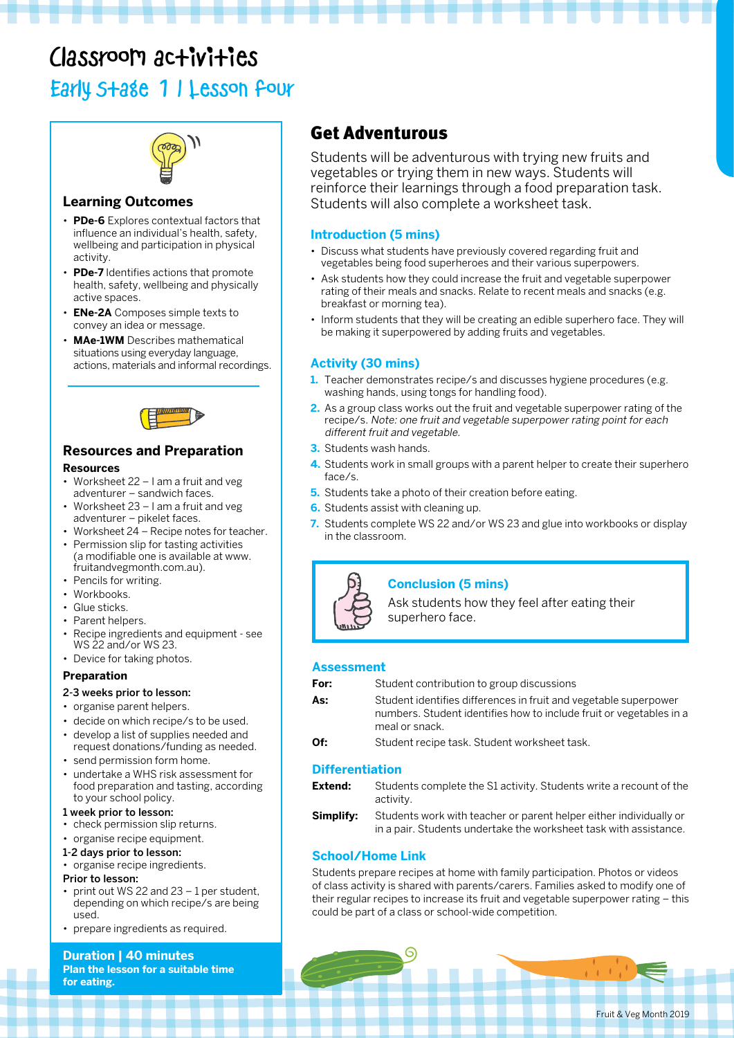# Classroom activities

## Early Stage 1 | Lesson four

### Learning Outcomes

- **PDe-6** Explores contextual factors that influence an individual's health, safety, wellbeing and participation in physical activity.
- **PDe-7** Identifies actions that promote health, safety, wellbeing and physically active spaces.
- **ENe-2A** Composes simple texts to convey an idea or message.
- **MAe-1WM** Describes mathematical situations using everyday language, actions, materials and informal recordings.

### Resources and Preparation

#### Resources

- Worksheet 22 – I am a fruit and veg adventurer – sandwich faces.
- Worksheet 23 – I am a fruit and veg adventurer – pikelet faces.
- Worksheet 24 – Recipe notes for teacher.
- Permission slip for tasting activities (a modifiable one is available at www.fruitandvegmonth.com.au).
- Pencils for writing.
- Workbooks.
- Glue sticks.
- Parent helpers.
- Recipe ingredients and equipment - see WS 22 and/or WS 23.
- Device for taking photos.

#### Preparation

**2-3 weeks prior to lesson:**

- organise parent helpers.
- decide on which recipe/s to be used.
- develop a list of supplies needed and request donations/funding as needed.
- send permission form home.
- undertake a WHS risk assessment for food preparation and tasting, according to your school policy.

**1 week prior to lesson:**

- check permission slip returns.
- organise recipe equipment.

**1-2 days prior to lesson:**

- organise recipe ingredients.

**Prior to lesson:**

- print out WS 22 and 23 – 1 per student, depending on which recipe/s are being used.
- prepare ingredients as required.

**Duration | 40 minutes**
**Plan the lesson for a suitable time for eating.**

## Get Adventurous

Students will be adventurous with trying new fruits and vegetables or trying them in new ways. Students will reinforce their learnings through a food preparation task. Students will also complete a worksheet task.

### Introduction (5 mins)

- Discuss what students have previously covered regarding fruit and vegetables being food superheroes and their various superpowers.
- Ask students how they could increase the fruit and vegetable superpower rating of their meals and snacks. Relate to recent meals and snacks (e.g. breakfast or morning tea).
- Inform students that they will be creating an edible superhero face. They will be making it superpowered by adding fruits and vegetables.

### Activity (30 mins)

1. Teacher demonstrates recipe/s and discusses hygiene procedures (e.g. washing hands, using tongs for handling food).
2. As a group class works out the fruit and vegetable superpower rating of the recipe/s. *Note: one fruit and vegetable superpower rating point for each different fruit and vegetable.*
3. Students wash hands.
4. Students work in small groups with a parent helper to create their superhero face/s.
5. Students take a photo of their creation before eating.
6. Students assist with cleaning up.
7. Students complete WS 22 and/or WS 23 and glue into workbooks or display in the classroom.

### Conclusion (5 mins)

Ask students how they feel after eating their superhero face.

### Assessment

**For:** Student contribution to group discussions

**As:** Student identifies differences in fruit and vegetable superpower numbers. Student identifies how to include fruit or vegetables in a meal or snack.

**Of:** Student recipe task. Student worksheet task.

### Differentiation

**Extend:** Students complete the S1 activity. Students write a recount of the activity.

**Simplify:** Students work with teacher or parent helper either individually or in a pair. Students undertake the worksheet task with assistance.

### School/Home Link

Students prepare recipes at home with family participation. Photos or videos of class activity is shared with parents/carers. Families asked to modify one of their regular recipes to increase its fruit and vegetable superpower rating – this could be part of a class or school-wide competition.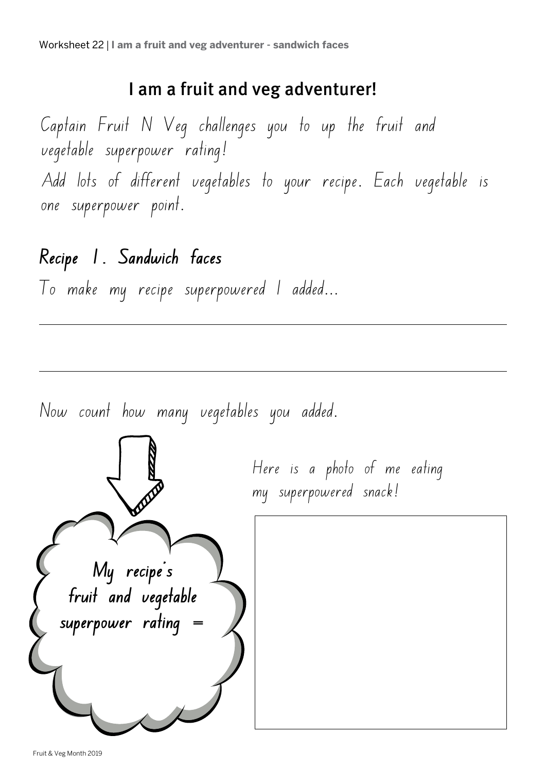## I am a fruit and veg adventurer!

Captain Fruit N Veg challenges you to up the fruit and vegetable superpower rating!

Add lots of different vegetables to your recipe. Each vegetable is one superpower point.

### Recipe 1. Sandwich faces

To make my recipe superpowered I added...

---

---

Now count how many vegetables you added.

**My recipe's fruit and vegetable superpower rating =**

Here is a photo of me eating my superpowered snack!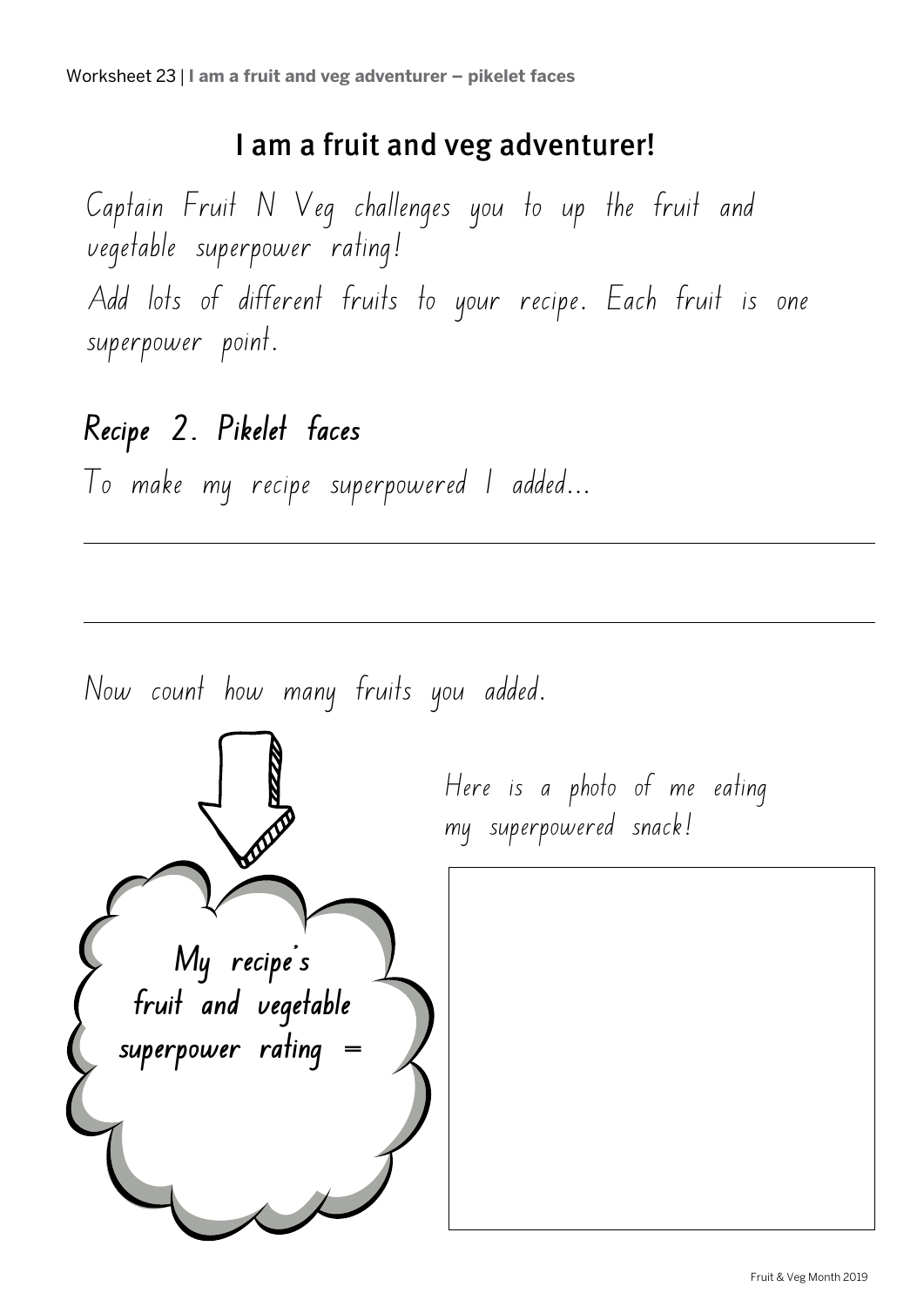# I am a fruit and veg adventurer!

Captain Fruit N Veg challenges you to up the fruit and vegetable superpower rating!

Add lots of different fruits to your recipe. Each fruit is one superpower point.

## Recipe 2. Pikelet faces

To make my recipe superpowered I added...

Now count how many fruits you added.

**My recipe's fruit and vegetable superpower rating =**

Here is a photo of me eating my superpowered snack!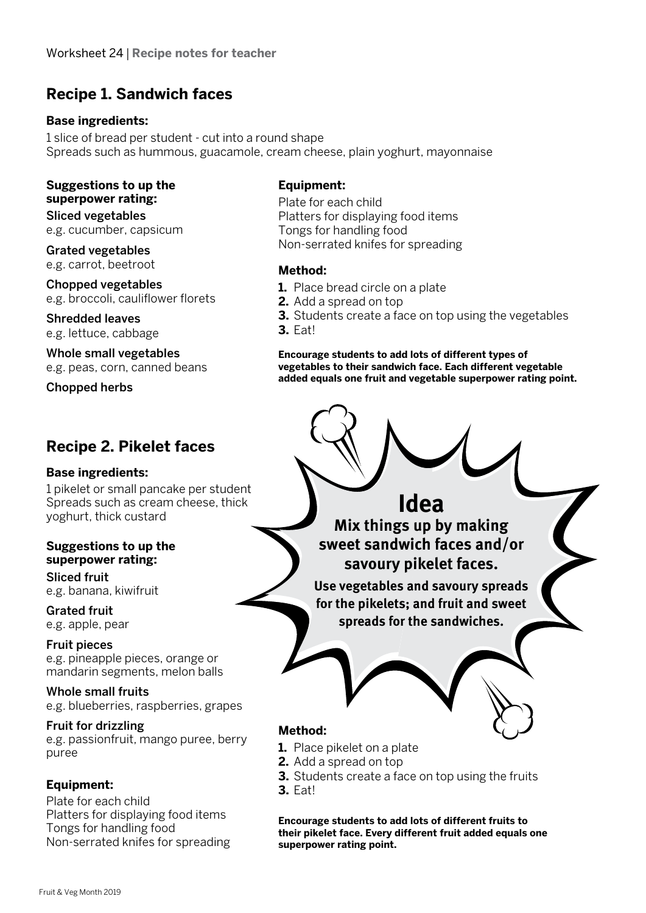Worksheet 24 | **Recipe notes for teacher**

## Recipe 1. Sandwich faces

### Base ingredients:

1 slice of bread per student - cut into a round shape
Spreads such as hummous, guacamole, cream cheese, plain yoghurt, mayonnaise

#### Suggestions to up the superpower rating:

Sliced vegetables
e.g. cucumber, capsicum

Grated vegetables
e.g. carrot, beetroot

Chopped vegetables
e.g. broccoli, cauliflower florets

Shredded leaves
e.g. lettuce, cabbage

Whole small vegetables
e.g. peas, corn, canned beans

Chopped herbs

### Equipment:

Plate for each child
Platters for displaying food items
Tongs for handling food
Non-serrated knifes for spreading

### Method:

**1.** Place bread circle on a plate
**2.** Add a spread on top
**3.** Students create a face on top using the vegetables
**3.** Eat!

**Encourage students to add lots of different types of vegetables to their sandwich face. Each different vegetable added equals one fruit and vegetable superpower rating point.**

## Recipe 2. Pikelet faces

### Base ingredients:

1 pikelet or small pancake per student
Spreads such as cream cheese, thick yoghurt, thick custard

#### Suggestions to up the superpower rating:

Sliced fruit
e.g. banana, kiwifruit

Grated fruit
e.g. apple, pear

Fruit pieces
e.g. pineapple pieces, orange or mandarin segments, melon balls

Whole small fruits
e.g. blueberries, raspberries, grapes

Fruit for drizzling
e.g. passionfruit, mango puree, berry puree

### Equipment:

Plate for each child
Platters for displaying food items
Tongs for handling food
Non-serrated knifes for spreading

**Idea**

**Mix things up by making sweet sandwich faces and/or savoury pikelet faces.**

**Use vegetables and savoury spreads for the pikelets; and fruit and sweet spreads for the sandwiches.**

### Method:

**1.** Place pikelet on a plate
**2.** Add a spread on top
**3.** Students create a face on top using the fruits
**3.** Eat!

**Encourage students to add lots of different fruits to their pikelet face. Every different fruit added equals one superpower rating point.**